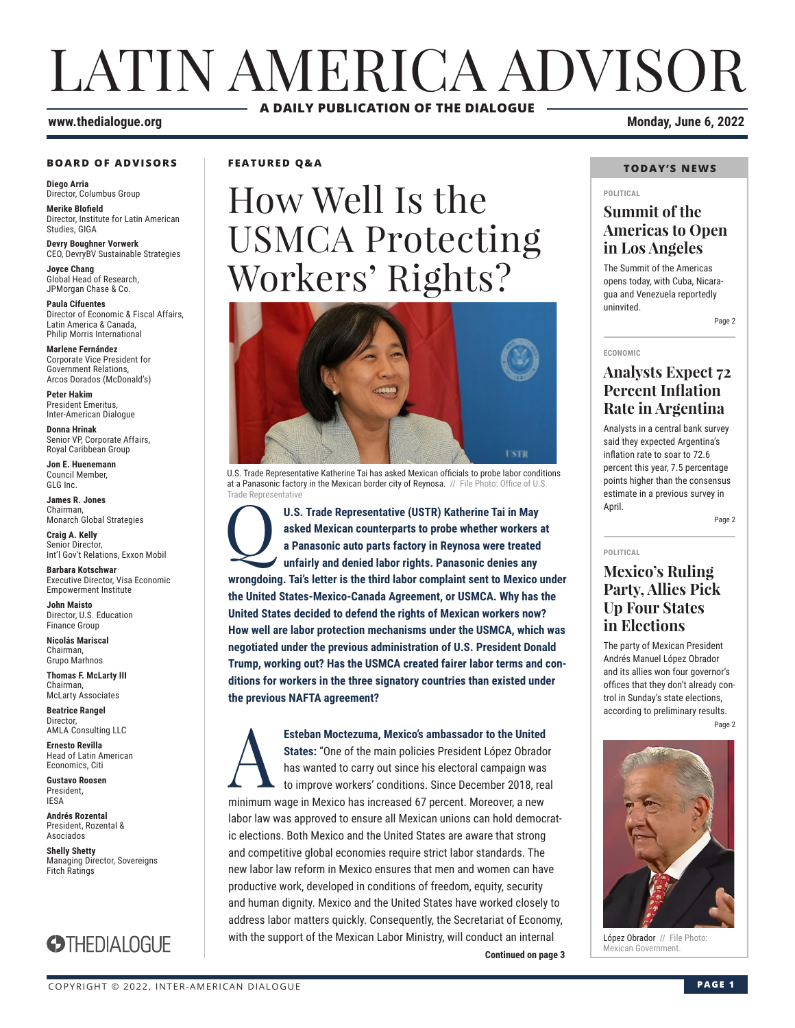# LATIN AMERICA ADVISOR

**A DAILY PUBLICATION OF THE DIALOGUE**

**www.thedialogue.org**

**Monday, June 6, 2022**

**FEATURED Q&A**

# How Well Is the USMCA Protecting Workers' Rights?

U.S. Trade Representative Katherine Tai has asked Mexican officials to probe labor conditions at a Panasonic factory in the Mexican border city of Reynosa. // File Photo: Office of U.S. Trade Representative

**Q: U.S. Trade Representative (USTR) Katherine Tai in May asked Mexican counterparts to probe whether workers at a Panasonic auto parts factory in Reynosa were treated unfairly and denied labor rights. Panasonic denies any wrongdoing. Tai's letter is the third labor complaint sent to Mexico under the United States-Mexico-Canada Agreement, or USMCA. Why has the United States decided to defend the rights of Mexican workers now? How well are labor protection mechanisms under the USMCA, which was negotiated under the previous administration of U.S. President Donald Trump, working out? Has the USMCA created fairer labor terms and conditions for workers in the three signatory countries than existed under the previous NAFTA agreement?**

**A: Esteban Moctezuma, Mexico's ambassador to the United States:** "One of the main policies President López Obrador has wanted to carry out since his electoral campaign was to improve workers' conditions. Since December 2018, real minimum wage in Mexico has increased 67 percent. Moreover, a new labor law was approved to ensure all Mexican unions can hold democratic elections. Both Mexico and the United States are aware that strong and competitive global economies require strict labor standards. The new labor law reform in Mexico ensures that men and women can have productive work, developed in conditions of freedom, equity, security and human dignity. Mexico and the United States have worked closely to address labor matters quickly. Consequently, the Secretariat of Economy, with the support of the Mexican Labor Ministry, will conduct an internal

**Continued on page 3**

**TODAY'S NEWS**

POLITICAL

### Summit of the Americas to Open in Los Angeles

The Summit of the Americas opens today, with Cuba, Nicaragua and Venezuela reportedly uninvited.

Page 2

ECONOMIC

### Analysts Expect 72 Percent Inflation Rate in Argentina

Analysts in a central bank survey said they expected Argentina's inflation rate to soar to 72.6 percent this year, 7.5 percentage points higher than the consensus estimate in a previous survey in April.

Page 2

POLITICAL

### Mexico's Ruling Party, Allies Pick Up Four States in Elections

The party of Mexican President Andrés Manuel López Obrador and its allies won four governor's offices that they don't already control in Sunday's state elections, according to preliminary results.

Page 2

López Obrador // File Photo: Mexican Government.

**BOARD OF ADVISORS**

**Diego Arria**
Director, Columbus Group

**Merike Blofield**
Director, Institute for Latin American Studies, GIGA

**Devry Boughner Vorwerk**
CEO, DevryBV Sustainable Strategies

**Joyce Chang**
Global Head of Research, JPMorgan Chase & Co.

**Paula Cifuentes**
Director of Economic & Fiscal Affairs, Latin America & Canada, Philip Morris International

**Marlene Fernández**
Corporate Vice President for Government Relations, Arcos Dorados (McDonald's)

**Peter Hakim**
President Emeritus, Inter-American Dialogue

**Donna Hrinak**
Senior VP, Corporate Affairs, Royal Caribbean Group

**Jon E. Huenemann**
Council Member, GLG Inc.

**James R. Jones**
Chairman, Monarch Global Strategies

**Craig A. Kelly**
Senior Director, Int'l Gov't Relations, Exxon Mobil

**Barbara Kotschwar**
Executive Director, Visa Economic Empowerment Institute

**John Maisto**
Director, U.S. Education Finance Group

**Nicolás Mariscal**
Chairman, Grupo Marhnos

**Thomas F. McLarty III**
Chairman, McLarty Associates

**Beatrice Rangel**
Director, AMLA Consulting LLC

**Ernesto Revilla**
Head of Latin American Economics, Citi

**Gustavo Roosen**
President, IESA

**Andrés Rozental**
President, Rozental & Asociados

**Shelly Shetty**
Managing Director, Sovereigns Fitch Ratings

THEDIALOGUE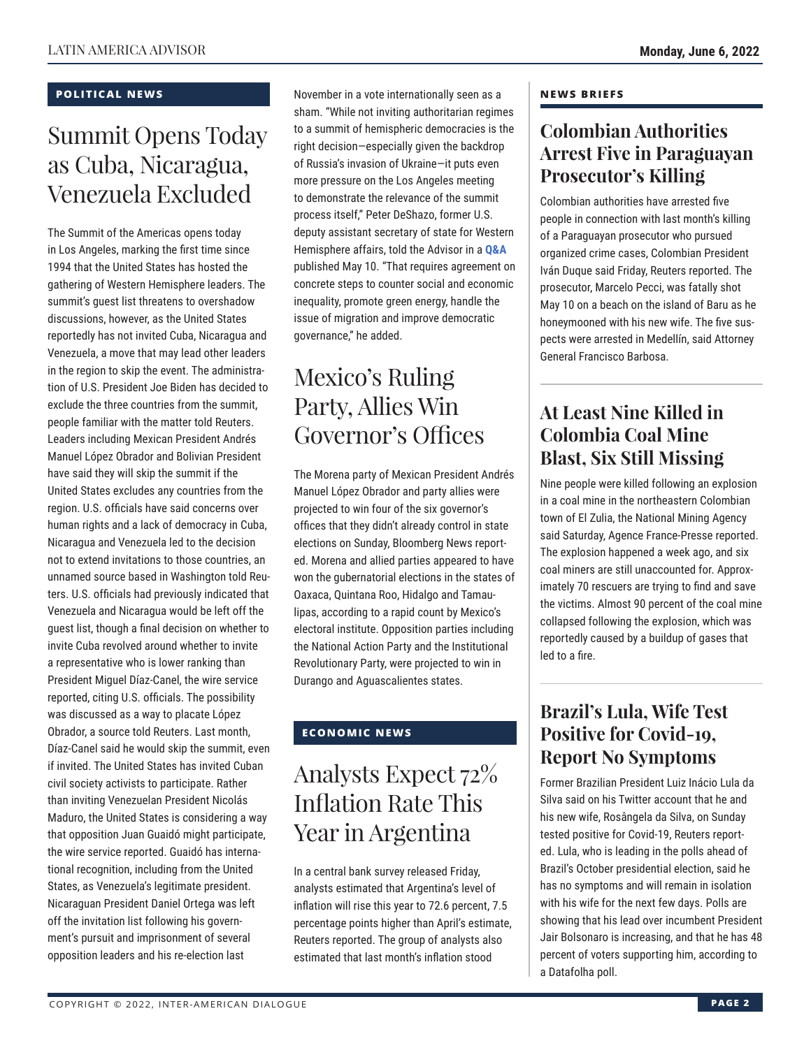## POLITICAL NEWS

# Summit Opens Today as Cuba, Nicaragua, Venezuela Excluded

The Summit of the Americas opens today in Los Angeles, marking the first time since 1994 that the United States has hosted the gathering of Western Hemisphere leaders. The summit's guest list threatens to overshadow discussions, however, as the United States reportedly has not invited Cuba, Nicaragua and Venezuela, a move that may lead other leaders in the region to skip the event. The administration of U.S. President Joe Biden has decided to exclude the three countries from the summit, people familiar with the matter told Reuters. Leaders including Mexican President Andrés Manuel López Obrador and Bolivian President have said they will skip the summit if the United States excludes any countries from the region. U.S. officials have said concerns over human rights and a lack of democracy in Cuba, Nicaragua and Venezuela led to the decision not to extend invitations to those countries, an unnamed source based in Washington told Reuters. U.S. officials had previously indicated that Venezuela and Nicaragua would be left off the guest list, though a final decision on whether to invite Cuba revolved around whether to invite a representative who is lower ranking than President Miguel Díaz-Canel, the wire service reported, citing U.S. officials. The possibility was discussed as a way to placate López Obrador, a source told Reuters. Last month, Díaz-Canel said he would skip the summit, even if invited. The United States has invited Cuban civil society activists to participate. Rather than inviting Venezuelan President Nicolás Maduro, the United States is considering a way that opposition Juan Guaidó might participate, the wire service reported. Guaidó has international recognition, including from the United States, as Venezuela's legitimate president. Nicaraguan President Daniel Ortega was left off the invitation list following his government's pursuit and imprisonment of several opposition leaders and his re-election last November in a vote internationally seen as a sham. "While not inviting authoritarian regimes to a summit of hemispheric democracies is the right decision—especially given the backdrop of Russia's invasion of Ukraine—it puts even more pressure on the Los Angeles meeting to demonstrate the relevance of the summit process itself," Peter DeShazo, former U.S. deputy assistant secretary of state for Western Hemisphere affairs, told the Advisor in a **Q&A** published May 10. "That requires agreement on concrete steps to counter social and economic inequality, promote green energy, handle the issue of migration and improve democratic governance," he added.

# Mexico's Ruling Party, Allies Win Governor's Offices

The Morena party of Mexican President Andrés Manuel López Obrador and party allies were projected to win four of the six governor's offices that they didn't already control in state elections on Sunday, Bloomberg News reported. Morena and allied parties appeared to have won the gubernatorial elections in the states of Oaxaca, Quintana Roo, Hidalgo and Tamaulipas, according to a rapid count by Mexico's electoral institute. Opposition parties including the National Action Party and the Institutional Revolutionary Party, were projected to win in Durango and Aguascalientes states.

## ECONOMIC NEWS

# Analysts Expect 72% Inflation Rate This Year in Argentina

In a central bank survey released Friday, analysts estimated that Argentina's level of inflation will rise this year to 72.6 percent, 7.5 percentage points higher than April's estimate, Reuters reported. The group of analysts also estimated that last month's inflation stood

## NEWS BRIEFS

### Colombian Authorities Arrest Five in Paraguayan Prosecutor's Killing

Colombian authorities have arrested five people in connection with last month's killing of a Paraguayan prosecutor who pursued organized crime cases, Colombian President Iván Duque said Friday, Reuters reported. The prosecutor, Marcelo Pecci, was fatally shot May 10 on a beach on the island of Baru as he honeymooned with his new wife. The five suspects were arrested in Medellín, said Attorney General Francisco Barbosa.

### At Least Nine Killed in Colombia Coal Mine Blast, Six Still Missing

Nine people were killed following an explosion in a coal mine in the northeastern Colombian town of El Zulia, the National Mining Agency said Saturday, Agence France-Presse reported. The explosion happened a week ago, and six coal miners are still unaccounted for. Approximately 70 rescuers are trying to find and save the victims. Almost 90 percent of the coal mine collapsed following the explosion, which was reportedly caused by a buildup of gases that led to a fire.

### Brazil's Lula, Wife Test Positive for Covid-19, Report No Symptoms

Former Brazilian President Luiz Inácio Lula da Silva said on his Twitter account that he and his new wife, Rosângela da Silva, on Sunday tested positive for Covid-19, Reuters reported. Lula, who is leading in the polls ahead of Brazil's October presidential election, said he has no symptoms and will remain in isolation with his wife for the next few days. Polls are showing that his lead over incumbent President Jair Bolsonaro is increasing, and that he has 48 percent of voters supporting him, according to a Datafolha poll.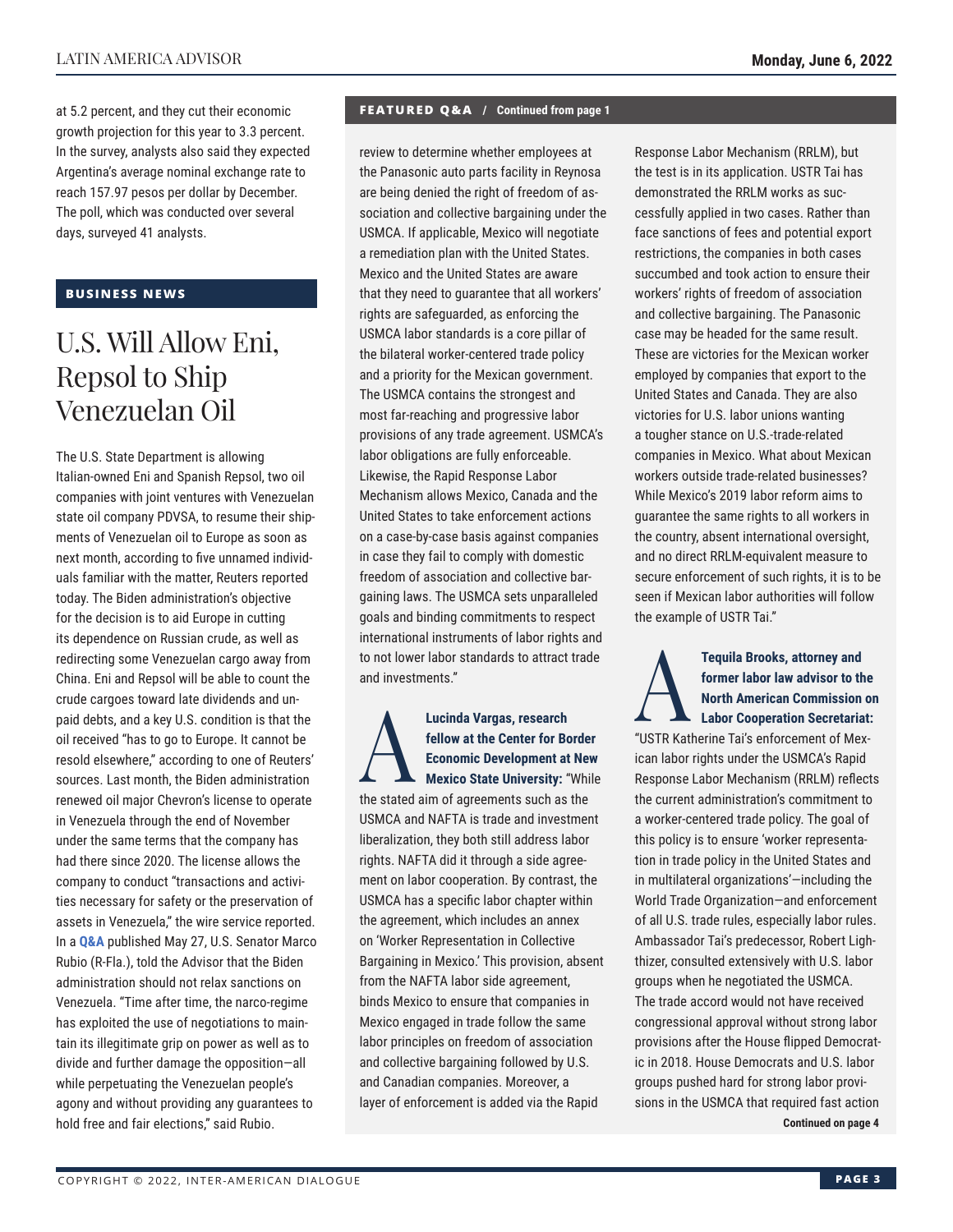at 5.2 percent, and they cut their economic growth projection for this year to 3.3 percent. In the survey, analysts also said they expected Argentina's average nominal exchange rate to reach 157.97 pesos per dollar by December. The poll, which was conducted over several days, surveyed 41 analysts.

## BUSINESS NEWS

# U.S. Will Allow Eni, Repsol to Ship Venezuelan Oil

The U.S. State Department is allowing Italian-owned Eni and Spanish Repsol, two oil companies with joint ventures with Venezuelan state oil company PDVSA, to resume their shipments of Venezuelan oil to Europe as soon as next month, according to five unnamed individuals familiar with the matter, Reuters reported today. The Biden administration's objective for the decision is to aid Europe in cutting its dependence on Russian crude, as well as redirecting some Venezuelan cargo away from China. Eni and Repsol will be able to count the crude cargoes toward late dividends and unpaid debts, and a key U.S. condition is that the oil received "has to go to Europe. It cannot be resold elsewhere," according to one of Reuters' sources. Last month, the Biden administration renewed oil major Chevron's license to operate in Venezuela through the end of November under the same terms that the company has had there since 2020. The license allows the company to conduct "transactions and activities necessary for safety or the preservation of assets in Venezuela," the wire service reported. In a **Q&A** published May 27, U.S. Senator Marco Rubio (R-Fla.), told the Advisor that the Biden administration should not relax sanctions on Venezuela. "Time after time, the narco-regime has exploited the use of negotiations to maintain its illegitimate grip on power as well as to divide and further damage the opposition—all while perpetuating the Venezuelan people's agony and without providing any guarantees to hold free and fair elections," said Rubio.

## FEATURED Q&A / Continued from page 1

review to determine whether employees at the Panasonic auto parts facility in Reynosa are being denied the right of freedom of association and collective bargaining under the USMCA. If applicable, Mexico will negotiate a remediation plan with the United States. Mexico and the United States are aware that they need to guarantee that all workers' rights are safeguarded, as enforcing the USMCA labor standards is a core pillar of the bilateral worker-centered trade policy and a priority for the Mexican government. The USMCA contains the strongest and most far-reaching and progressive labor provisions of any trade agreement. USMCA's labor obligations are fully enforceable. Likewise, the Rapid Response Labor Mechanism allows Mexico, Canada and the United States to take enforcement actions on a case-by-case basis against companies in case they fail to comply with domestic freedom of association and collective bargaining laws. The USMCA sets unparalleled goals and binding commitments to respect international instruments of labor rights and to not lower labor standards to attract trade and investments."

**A** **Lucinda Vargas, research fellow at the Center for Border Economic Development at New Mexico State University:** "While the stated aim of agreements such as the USMCA and NAFTA is trade and investment liberalization, they both still address labor rights. NAFTA did it through a side agreement on labor cooperation. By contrast, the USMCA has a specific labor chapter within the agreement, which includes an annex on 'Worker Representation in Collective Bargaining in Mexico.' This provision, absent from the NAFTA labor side agreement, binds Mexico to ensure that companies in Mexico engaged in trade follow the same labor principles on freedom of association and collective bargaining followed by U.S. and Canadian companies. Moreover, a layer of enforcement is added via the Rapid Response Labor Mechanism (RRLM), but the test is in its application. USTR Tai has demonstrated the RRLM works as successfully applied in two cases. Rather than face sanctions of fees and potential export restrictions, the companies in both cases succumbed and took action to ensure their workers' rights of freedom of association and collective bargaining. The Panasonic case may be headed for the same result. These are victories for the Mexican worker employed by companies that export to the United States and Canada. They are also victories for U.S. labor unions wanting a tougher stance on U.S.-trade-related companies in Mexico. What about Mexican workers outside trade-related businesses? While Mexico's 2019 labor reform aims to guarantee the same rights to all workers in the country, absent international oversight, and no direct RRLM-equivalent measure to secure enforcement of such rights, it is to be seen if Mexican labor authorities will follow the example of USTR Tai."

**A** **Tequila Brooks, attorney and former labor law advisor to the North American Commission on Labor Cooperation Secretariat:** "USTR Katherine Tai's enforcement of Mexican labor rights under the USMCA's Rapid Response Labor Mechanism (RRLM) reflects the current administration's commitment to a worker-centered trade policy. The goal of this policy is to ensure 'worker representation in trade policy in the United States and in multilateral organizations'—including the World Trade Organization—and enforcement of all U.S. trade rules, especially labor rules. Ambassador Tai's predecessor, Robert Lighthizer, consulted extensively with U.S. labor groups when he negotiated the USMCA. The trade accord would not have received congressional approval without strong labor provisions after the House flipped Democratic in 2018. House Democrats and U.S. labor groups pushed hard for strong labor provisions in the USMCA that required fast action

**Continued on page 4**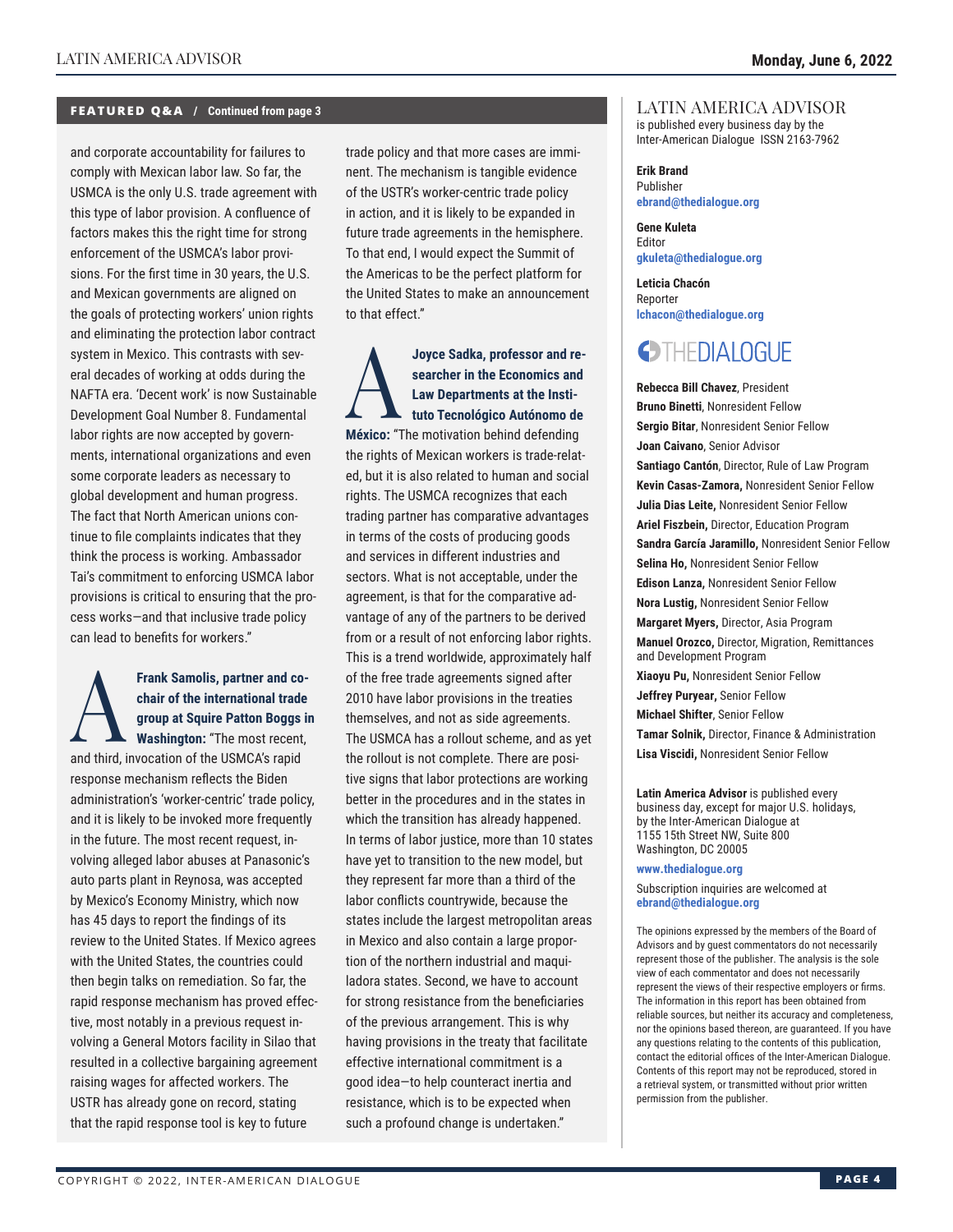**FEATURED Q&A / Continued from page 3**

and corporate accountability for failures to comply with Mexican labor law. So far, the USMCA is the only U.S. trade agreement with this type of labor provision. A confluence of factors makes this the right time for strong enforcement of the USMCA's labor provisions. For the first time in 30 years, the U.S. and Mexican governments are aligned on the goals of protecting workers' union rights and eliminating the protection labor contract system in Mexico. This contrasts with several decades of working at odds during the NAFTA era. 'Decent work' is now Sustainable Development Goal Number 8. Fundamental labor rights are now accepted by governments, international organizations and even some corporate leaders as necessary to global development and human progress. The fact that North American unions continue to file complaints indicates that they think the process is working. Ambassador Tai's commitment to enforcing USMCA labor provisions is critical to ensuring that the process works—and that inclusive trade policy can lead to benefits for workers."

A **Frank Samolis, partner and co-chair of the international trade group at Squire Patton Boggs in Washington:** "The most recent, and third, invocation of the USMCA's rapid response mechanism reflects the Biden administration's 'worker-centric' trade policy, and it is likely to be invoked more frequently in the future. The most recent request, involving alleged labor abuses at Panasonic's auto parts plant in Reynosa, was accepted by Mexico's Economy Ministry, which now has 45 days to report the findings of its review to the United States. If Mexico agrees with the United States, the countries could then begin talks on remediation. So far, the rapid response mechanism has proved effective, most notably in a previous request involving a General Motors facility in Silao that resulted in a collective bargaining agreement raising wages for affected workers. The USTR has already gone on record, stating that the rapid response tool is key to future trade policy and that more cases are imminent. The mechanism is tangible evidence of the USTR's worker-centric trade policy in action, and it is likely to be expanded in future trade agreements in the hemisphere. To that end, I would expect the Summit of the Americas to be the perfect platform for the United States to make an announcement to that effect."

A **Joyce Sadka, professor and researcher in the Economics and Law Departments at the Instituto Tecnológico Autónomo de México:** "The motivation behind defending the rights of Mexican workers is trade-related, but it is also related to human and social rights. The USMCA recognizes that each trading partner has comparative advantages in terms of the costs of producing goods and services in different industries and sectors. What is not acceptable, under the agreement, is that for the comparative advantage of any of the partners to be derived from or a result of not enforcing labor rights. This is a trend worldwide, approximately half of the free trade agreements signed after 2010 have labor provisions in the treaties themselves, and not as side agreements. The USMCA has a rollout scheme, and as yet the rollout is not complete. There are positive signs that labor protections are working better in the procedures and in the states in which the transition has already happened. In terms of labor justice, more than 10 states have yet to transition to the new model, but they represent far more than a third of the labor conflicts countrywide, because the states include the largest metropolitan areas in Mexico and also contain a large proportion of the northern industrial and maquiladora states. Second, we have to account for strong resistance from the beneficiaries of the previous arrangement. This is why having provisions in the treaty that facilitate effective international commitment is a good idea—to help counteract inertia and resistance, which is to be expected when such a profound change is undertaken."

LATIN AMERICA ADVISOR
is published every business day by the Inter-American Dialogue ISSN 2163-7962

**Erik Brand**
Publisher
**ebrand@thedialogue.org**

**Gene Kuleta**
Editor
**gkuleta@thedialogue.org**

**Leticia Chacón**
Reporter
**lchacon@thedialogue.org**

THEDIALOGUE

**Rebecca Bill Chavez**, President
**Bruno Binetti**, Nonresident Fellow
**Sergio Bitar**, Nonresident Senior Fellow
**Joan Caivano**, Senior Advisor
**Santiago Cantón**, Director, Rule of Law Program
**Kevin Casas-Zamora,** Nonresident Senior Fellow
**Julia Dias Leite,** Nonresident Senior Fellow
**Ariel Fiszbein,** Director, Education Program
**Sandra García Jaramillo,** Nonresident Senior Fellow
**Selina Ho,** Nonresident Senior Fellow
**Edison Lanza,** Nonresident Senior Fellow
**Nora Lustig,** Nonresident Senior Fellow
**Margaret Myers,** Director, Asia Program
**Manuel Orozco,** Director, Migration, Remittances and Development Program
**Xiaoyu Pu,** Nonresident Senior Fellow
**Jeffrey Puryear,** Senior Fellow
**Michael Shifter**, Senior Fellow
**Tamar Solnik,** Director, Finance & Administration
**Lisa Viscidi,** Nonresident Senior Fellow

**Latin America Advisor** is published every business day, except for major U.S. holidays, by the Inter-American Dialogue at
1155 15th Street NW, Suite 800
Washington, DC 20005

**www.thedialogue.org**

Subscription inquiries are welcomed at
**ebrand@thedialogue.org**

The opinions expressed by the members of the Board of Advisors and by guest commentators do not necessarily represent those of the publisher. The analysis is the sole view of each commentator and does not necessarily represent the views of their respective employers or firms. The information in this report has been obtained from reliable sources, but neither its accuracy and completeness, nor the opinions based thereon, are guaranteed. If you have any questions relating to the contents of this publication, contact the editorial offices of the Inter-American Dialogue. Contents of this report may not be reproduced, stored in a retrieval system, or transmitted without prior written permission from the publisher.